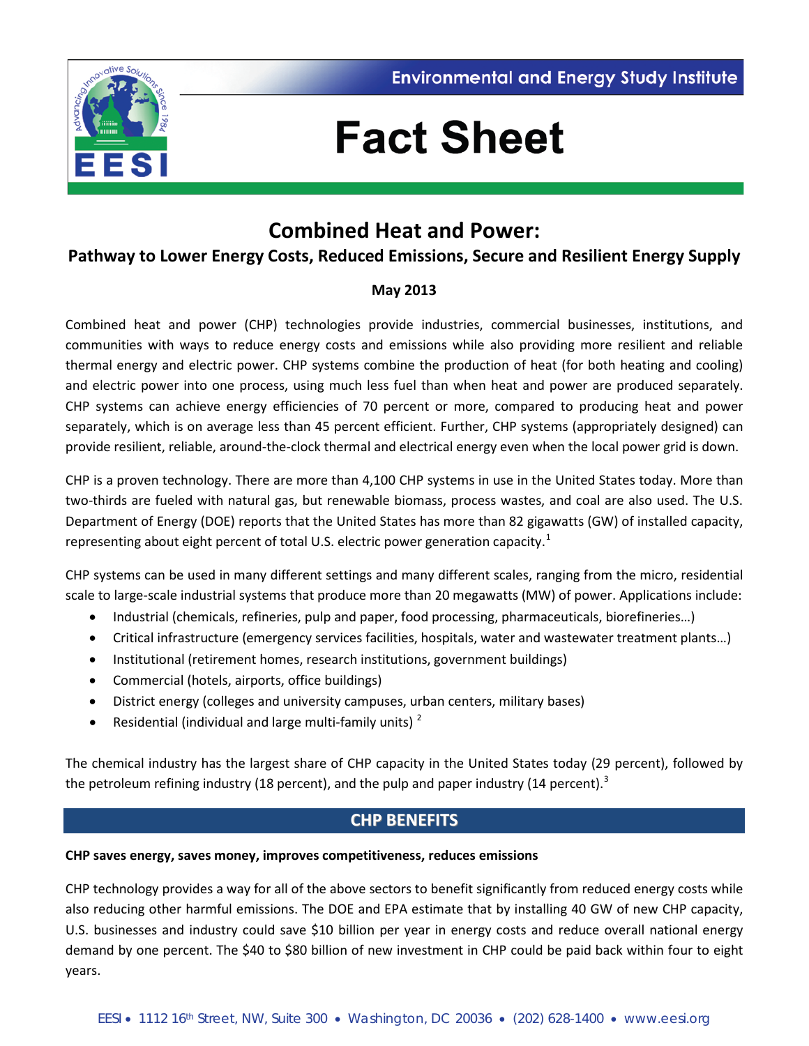Environmental and Energy Study Institute

# Fact Sheet

## Combined Heat and Power:

### Pathway to Lower Energy Costs, Reduced Emissions, Secure and Resilient Energy Supply

**May 2013**

Combined heat and power (CHP) technologies provide industries, commercial businesses, institutions, and communities with ways to reduce energy costs and emissions while also providing more resilient and reliable thermal energy and electric power. CHP systems combine the production of heat (for both heating and cooling) and electric power into one process, using much less fuel than when heat and power are produced separately. CHP systems can achieve energy efficiencies of 70 percent or more, compared to producing heat and power separately, which is on average less than 45 percent efficient. Further, CHP systems (appropriately designed) can provide resilient, reliable, around-the-clock thermal and electrical energy even when the local power grid is down.

CHP is a proven technology. There are more than 4,100 CHP systems in use in the United States today. More than two-thirds are fueled with natural gas, but renewable biomass, process wastes, and coal are also used. The U.S. Department of Energy (DOE) reports that the United States has more than 82 gigawatts (GW) of installed capacity, representing about eight percent of total U.S. electric power generation capacity.[1]

CHP systems can be used in many different settings and many different scales, ranging from the micro, residential scale to large-scale industrial systems that produce more than 20 megawatts (MW) of power. Applications include:

- Industrial (chemicals, refineries, pulp and paper, food processing, pharmaceuticals, biorefineries…)
- Critical infrastructure (emergency services facilities, hospitals, water and wastewater treatment plants…)
- Institutional (retirement homes, research institutions, government buildings)
- Commercial (hotels, airports, office buildings)
- District energy (colleges and university campuses, urban centers, military bases)
- Residential (individual and large multi-family units) [2]

The chemical industry has the largest share of CHP capacity in the United States today (29 percent), followed by the petroleum refining industry (18 percent), and the pulp and paper industry (14 percent).[3]

## CHP BENEFITS

**CHP saves energy, saves money, improves competitiveness, reduces emissions**

CHP technology provides a way for all of the above sectors to benefit significantly from reduced energy costs while also reducing other harmful emissions. The DOE and EPA estimate that by installing 40 GW of new CHP capacity, U.S. businesses and industry could save $10 billion per year in energy costs and reduce overall national energy demand by one percent. The $40 to $80 billion of new investment in CHP could be paid back within four to eight years.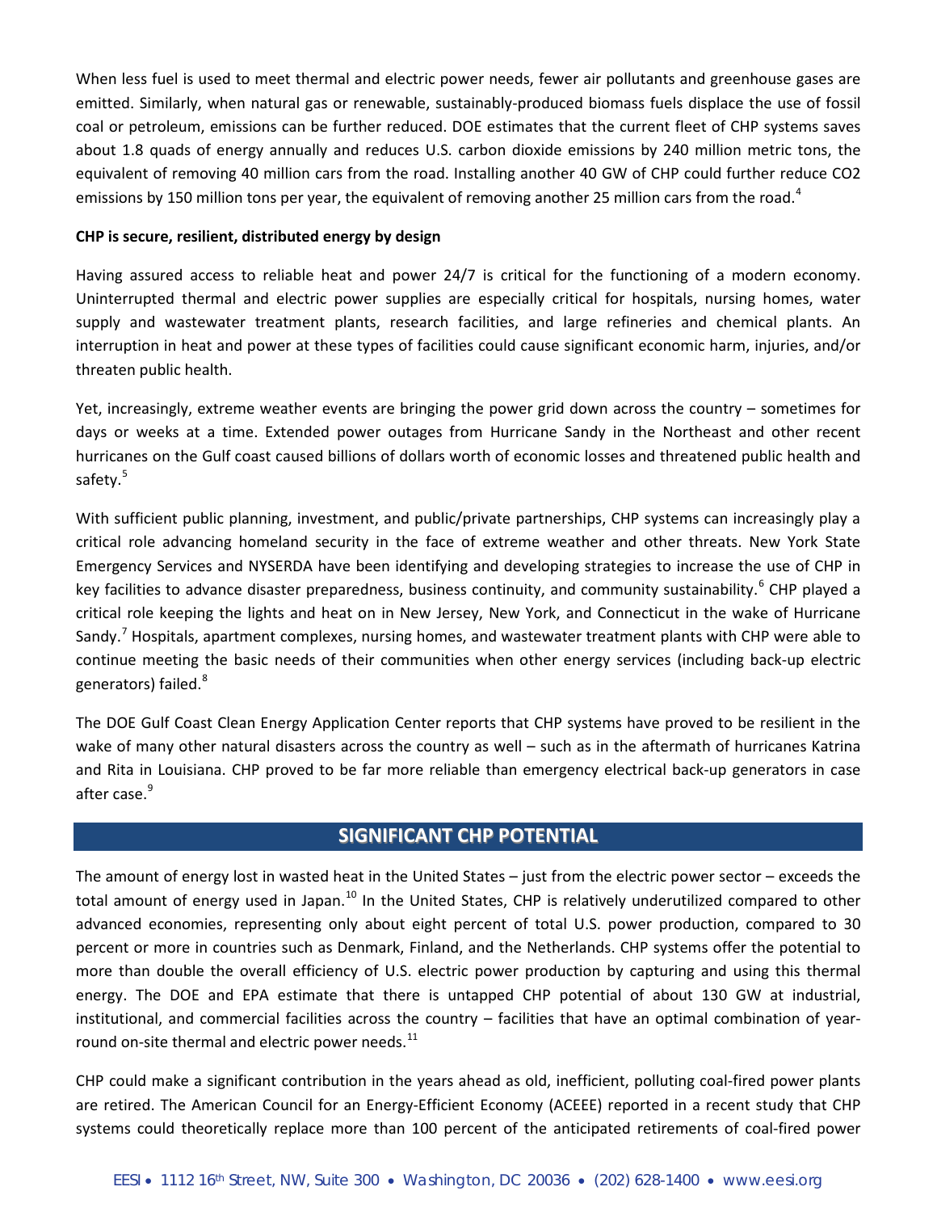When less fuel is used to meet thermal and electric power needs, fewer air pollutants and greenhouse gases are emitted. Similarly, when natural gas or renewable, sustainably-produced biomass fuels displace the use of fossil coal or petroleum, emissions can be further reduced. DOE estimates that the current fleet of CHP systems saves about 1.8 quads of energy annually and reduces U.S. carbon dioxide emissions by 240 million metric tons, the equivalent of removing 40 million cars from the road. Installing another 40 GW of CHP could further reduce CO2 emissions by 150 million tons per year, the equivalent of removing another 25 million cars from the road.[4]

**CHP is secure, resilient, distributed energy by design**

Having assured access to reliable heat and power 24/7 is critical for the functioning of a modern economy. Uninterrupted thermal and electric power supplies are especially critical for hospitals, nursing homes, water supply and wastewater treatment plants, research facilities, and large refineries and chemical plants. An interruption in heat and power at these types of facilities could cause significant economic harm, injuries, and/or threaten public health.

Yet, increasingly, extreme weather events are bringing the power grid down across the country – sometimes for days or weeks at a time. Extended power outages from Hurricane Sandy in the Northeast and other recent hurricanes on the Gulf coast caused billions of dollars worth of economic losses and threatened public health and safety.[5]

With sufficient public planning, investment, and public/private partnerships, CHP systems can increasingly play a critical role advancing homeland security in the face of extreme weather and other threats. New York State Emergency Services and NYSERDA have been identifying and developing strategies to increase the use of CHP in key facilities to advance disaster preparedness, business continuity, and community sustainability.[6] CHP played a critical role keeping the lights and heat on in New Jersey, New York, and Connecticut in the wake of Hurricane Sandy.[7] Hospitals, apartment complexes, nursing homes, and wastewater treatment plants with CHP were able to continue meeting the basic needs of their communities when other energy services (including back-up electric generators) failed.[8]

The DOE Gulf Coast Clean Energy Application Center reports that CHP systems have proved to be resilient in the wake of many other natural disasters across the country as well – such as in the aftermath of hurricanes Katrina and Rita in Louisiana. CHP proved to be far more reliable than emergency electrical back-up generators in case after case.[9]

## SIGNIFICANT CHP POTENTIAL

The amount of energy lost in wasted heat in the United States – just from the electric power sector – exceeds the total amount of energy used in Japan.[10] In the United States, CHP is relatively underutilized compared to other advanced economies, representing only about eight percent of total U.S. power production, compared to 30 percent or more in countries such as Denmark, Finland, and the Netherlands. CHP systems offer the potential to more than double the overall efficiency of U.S. electric power production by capturing and using this thermal energy. The DOE and EPA estimate that there is untapped CHP potential of about 130 GW at industrial, institutional, and commercial facilities across the country – facilities that have an optimal combination of year-round on-site thermal and electric power needs.[11]

CHP could make a significant contribution in the years ahead as old, inefficient, polluting coal-fired power plants are retired. The American Council for an Energy-Efficient Economy (ACEEE) reported in a recent study that CHP systems could theoretically replace more than 100 percent of the anticipated retirements of coal-fired power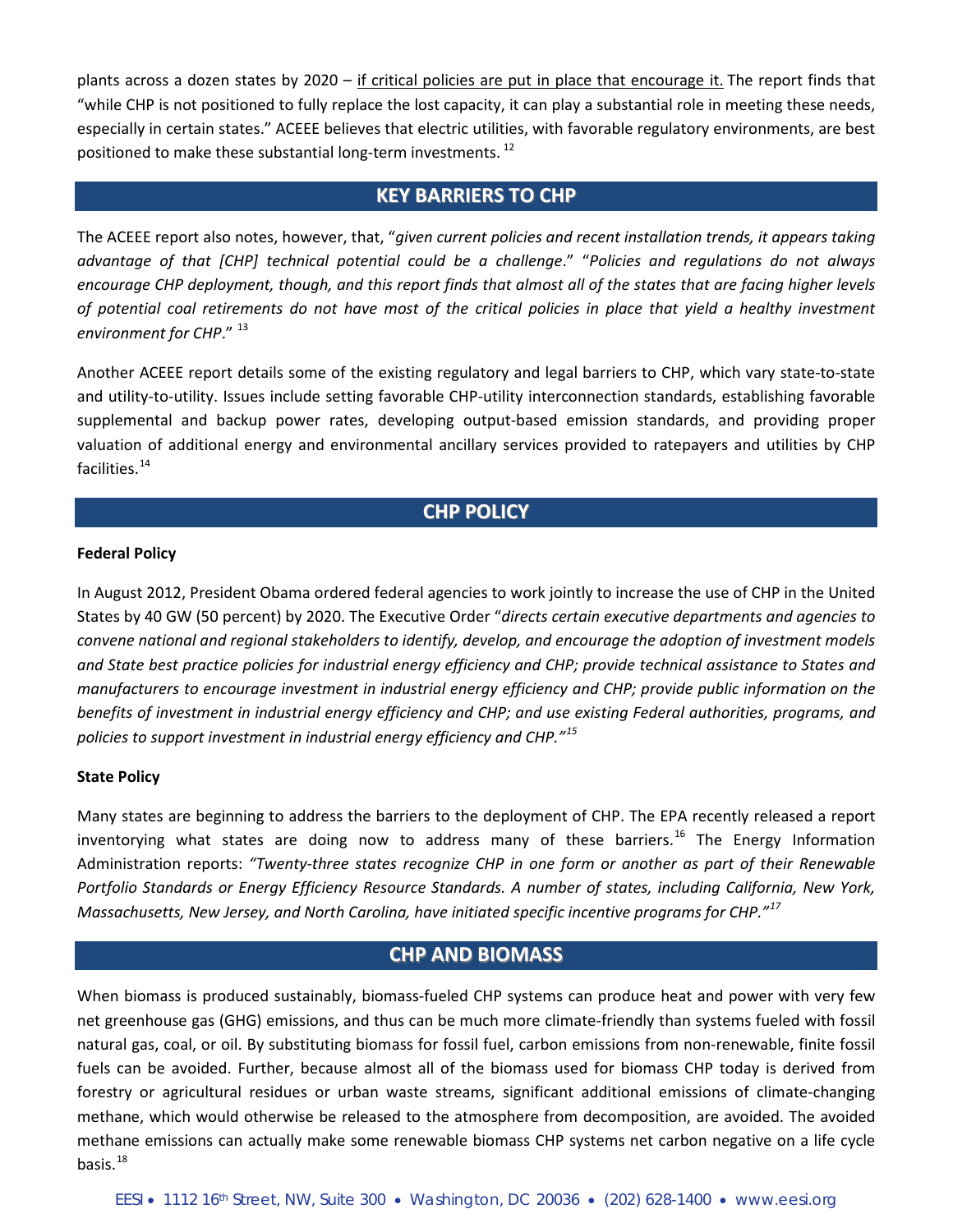plants across a dozen states by 2020 – if critical policies are put in place that encourage it. The report finds that "while CHP is not positioned to fully replace the lost capacity, it can play a substantial role in meeting these needs, especially in certain states." ACEEE believes that electric utilities, with favorable regulatory environments, are best positioned to make these substantial long-term investments. [12]

## KEY BARRIERS TO CHP

The ACEEE report also notes, however, that, "*given current policies and recent installation trends, it appears taking advantage of that [CHP] technical potential could be a challenge*." "*Policies and regulations do not always encourage CHP deployment, though, and this report finds that almost all of the states that are facing higher levels of potential coal retirements do not have most of the critical policies in place that yield a healthy investment environment for CHP*." [13]

Another ACEEE report details some of the existing regulatory and legal barriers to CHP, which vary state-to-state and utility-to-utility. Issues include setting favorable CHP-utility interconnection standards, establishing favorable supplemental and backup power rates, developing output-based emission standards, and providing proper valuation of additional energy and environmental ancillary services provided to ratepayers and utilities by CHP facilities.[14]

## CHP POLICY

**Federal Policy**

In August 2012, President Obama ordered federal agencies to work jointly to increase the use of CHP in the United States by 40 GW (50 percent) by 2020. The Executive Order "*directs certain executive departments and agencies to convene national and regional stakeholders to identify, develop, and encourage the adoption of investment models and State best practice policies for industrial energy efficiency and CHP; provide technical assistance to States and manufacturers to encourage investment in industrial energy efficiency and CHP; provide public information on the benefits of investment in industrial energy efficiency and CHP; and use existing Federal authorities, programs, and policies to support investment in industrial energy efficiency and CHP.*"[15]

**State Policy**

Many states are beginning to address the barriers to the deployment of CHP. The EPA recently released a report inventorying what states are doing now to address many of these barriers.[16] The Energy Information Administration reports: *"Twenty-three states recognize CHP in one form or another as part of their Renewable Portfolio Standards or Energy Efficiency Resource Standards. A number of states, including California, New York, Massachusetts, New Jersey, and North Carolina, have initiated specific incentive programs for CHP."*[17]

## CHP AND BIOMASS

When biomass is produced sustainably, biomass-fueled CHP systems can produce heat and power with very few net greenhouse gas (GHG) emissions, and thus can be much more climate-friendly than systems fueled with fossil natural gas, coal, or oil. By substituting biomass for fossil fuel, carbon emissions from non-renewable, finite fossil fuels can be avoided. Further, because almost all of the biomass used for biomass CHP today is derived from forestry or agricultural residues or urban waste streams, significant additional emissions of climate-changing methane, which would otherwise be released to the atmosphere from decomposition, are avoided. The avoided methane emissions can actually make some renewable biomass CHP systems net carbon negative on a life cycle basis.[18]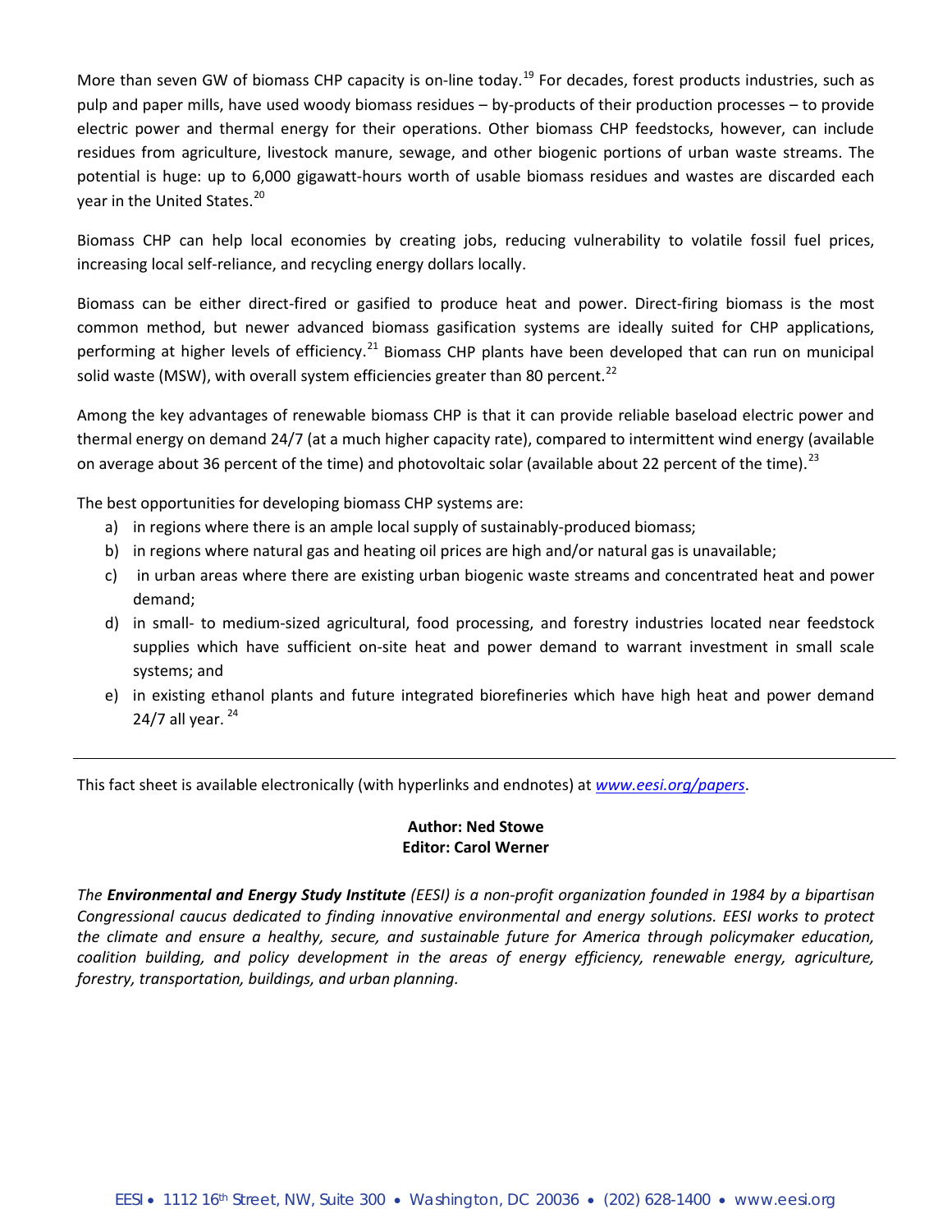More than seven GW of biomass CHP capacity is on-line today.[19] For decades, forest products industries, such as pulp and paper mills, have used woody biomass residues – by-products of their production processes – to provide electric power and thermal energy for their operations. Other biomass CHP feedstocks, however, can include residues from agriculture, livestock manure, sewage, and other biogenic portions of urban waste streams. The potential is huge: up to 6,000 gigawatt-hours worth of usable biomass residues and wastes are discarded each year in the United States.[20]

Biomass CHP can help local economies by creating jobs, reducing vulnerability to volatile fossil fuel prices, increasing local self-reliance, and recycling energy dollars locally.

Biomass can be either direct-fired or gasified to produce heat and power. Direct-firing biomass is the most common method, but newer advanced biomass gasification systems are ideally suited for CHP applications, performing at higher levels of efficiency.[21] Biomass CHP plants have been developed that can run on municipal solid waste (MSW), with overall system efficiencies greater than 80 percent.[22]

Among the key advantages of renewable biomass CHP is that it can provide reliable baseload electric power and thermal energy on demand 24/7 (at a much higher capacity rate), compared to intermittent wind energy (available on average about 36 percent of the time) and photovoltaic solar (available about 22 percent of the time).[23]

The best opportunities for developing biomass CHP systems are:

a) in regions where there is an ample local supply of sustainably-produced biomass;
b) in regions where natural gas and heating oil prices are high and/or natural gas is unavailable;
c) in urban areas where there are existing urban biogenic waste streams and concentrated heat and power demand;
d) in small- to medium-sized agricultural, food processing, and forestry industries located near feedstock supplies which have sufficient on-site heat and power demand to warrant investment in small scale systems; and
e) in existing ethanol plants and future integrated biorefineries which have high heat and power demand 24/7 all year.[24]

---

This fact sheet is available electronically (with hyperlinks and endnotes) at *www.eesi.org/papers*.

**Author: Ned Stowe**
**Editor: Carol Werner**

*The **Environmental and Energy Study Institute** (EESI) is a non-profit organization founded in 1984 by a bipartisan Congressional caucus dedicated to finding innovative environmental and energy solutions. EESI works to protect the climate and ensure a healthy, secure, and sustainable future for America through policymaker education, coalition building, and policy development in the areas of energy efficiency, renewable energy, agriculture, forestry, transportation, buildings, and urban planning.*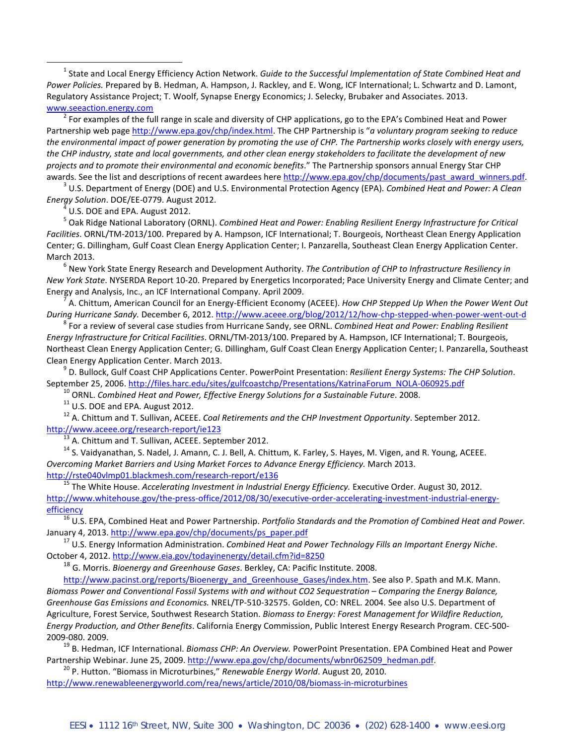[1] State and Local Energy Efficiency Action Network. *Guide to the Successful Implementation of State Combined Heat and Power Policies.* Prepared by B. Hedman, A. Hampson, J. Rackley, and E. Wong, ICF International; L. Schwartz and D. Lamont, Regulatory Assistance Project; T. Woolf, Synapse Energy Economics; J. Selecky, Brubaker and Associates. 2013. www.seeaction.energy.com

[2] For examples of the full range in scale and diversity of CHP applications, go to the EPA's Combined Heat and Power Partnership web page http://www.epa.gov/chp/index.html. The CHP Partnership is "*a voluntary program seeking to reduce the environmental impact of power generation by promoting the use of CHP. The Partnership works closely with energy users, the CHP industry, state and local governments, and other clean energy stakeholders to facilitate the development of new projects and to promote their environmental and economic benefits*." The Partnership sponsors annual Energy Star CHP awards. See the list and descriptions of recent awardees here http://www.epa.gov/chp/documents/past_award_winners.pdf.

[3] U.S. Department of Energy (DOE) and U.S. Environmental Protection Agency (EPA). *Combined Heat and Power: A Clean Energy Solution*. DOE/EE-0779. August 2012.

[4] U.S. DOE and EPA. August 2012.

[5] Oak Ridge National Laboratory (ORNL). *Combined Heat and Power: Enabling Resilient Energy Infrastructure for Critical Facilities*. ORNL/TM-2013/100. Prepared by A. Hampson, ICF International; T. Bourgeois, Northeast Clean Energy Application Center; G. Dillingham, Gulf Coast Clean Energy Application Center; I. Panzarella, Southeast Clean Energy Application Center. March 2013.

[6] New York State Energy Research and Development Authority. *The Contribution of CHP to Infrastructure Resiliency in New York State*. NYSERDA Report 10-20. Prepared by Energetics Incorporated; Pace University Energy and Climate Center; and Energy and Analysis, Inc., an ICF International Company. April 2009.

[7] A. Chittum, American Council for an Energy-Efficient Economy (ACEEE). *How CHP Stepped Up When the Power Went Out During Hurricane Sandy.* December 6, 2012. http://www.aceee.org/blog/2012/12/how-chp-stepped-when-power-went-out-d

[8] For a review of several case studies from Hurricane Sandy, see ORNL. *Combined Heat and Power: Enabling Resilient Energy Infrastructure for Critical Facilities*. ORNL/TM-2013/100. Prepared by A. Hampson, ICF International; T. Bourgeois, Northeast Clean Energy Application Center; G. Dillingham, Gulf Coast Clean Energy Application Center; I. Panzarella, Southeast Clean Energy Application Center. March 2013.

[9] D. Bullock, Gulf Coast CHP Applications Center. PowerPoint Presentation: *Resilient Energy Systems: The CHP Solution*. September 25, 2006. http://files.harc.edu/sites/gulfcoastchp/Presentations/KatrinaForum_NOLA-060925.pdf

[10] ORNL. *Combined Heat and Power, Effective Energy Solutions for a Sustainable Future*. 2008.

[11] U.S. DOE and EPA. August 2012.

[12] A. Chittum and T. Sullivan, ACEEE. *Coal Retirements and the CHP Investment Opportunity*. September 2012. http://www.aceee.org/research-report/ie123

[13] A. Chittum and T. Sullivan, ACEEE. September 2012.

[14] S. Vaidyanathan, S. Nadel, J. Amann, C. J. Bell, A. Chittum, K. Farley, S. Hayes, M. Vigen, and R. Young, ACEEE. *Overcoming Market Barriers and Using Market Forces to Advance Energy Efficiency.* March 2013. http://rste040vlmp01.blackmesh.com/research-report/e136

[15] The White House. *Accelerating Investment in Industrial Energy Efficiency.* Executive Order. August 30, 2012. http://www.whitehouse.gov/the-press-office/2012/08/30/executive-order-accelerating-investment-industrial-energy-efficiency

[16] U.S. EPA, Combined Heat and Power Partnership. *Portfolio Standards and the Promotion of Combined Heat and Power*. January 4, 2013. http://www.epa.gov/chp/documents/ps_paper.pdf

[17] U.S. Energy Information Administration. *Combined Heat and Power Technology Fills an Important Energy Niche*. October 4, 2012. http://www.eia.gov/todayinenergy/detail.cfm?id=8250

[18] G. Morris. *Bioenergy and Greenhouse Gases*. Berkley, CA: Pacific Institute. 2008. http://www.pacinst.org/reports/Bioenergy_and_Greenhouse_Gases/index.htm. See also P. Spath and M.K. Mann. *Biomass Power and Conventional Fossil Systems with and without CO2 Sequestration – Comparing the Energy Balance, Greenhouse Gas Emissions and Economics.* NREL/TP-510-32575. Golden, CO: NREL. 2004. See also U.S. Department of Agriculture, Forest Service, Southwest Research Station. *Biomass to Energy: Forest Management for Wildfire Reduction, Energy Production, and Other Benefits*. California Energy Commission, Public Interest Energy Research Program. CEC-500-2009-080. 2009.

[19] B. Hedman, ICF International. *Biomass CHP: An Overview.* PowerPoint Presentation. EPA Combined Heat and Power Partnership Webinar. June 25, 2009. http://www.epa.gov/chp/documents/wbnr062509_hedman.pdf.

[20] P. Hutton. "Biomass in Microturbines," *Renewable Energy World*. August 20, 2010. http://www.renewableenergyworld.com/rea/news/article/2010/08/biomass-in-microturbines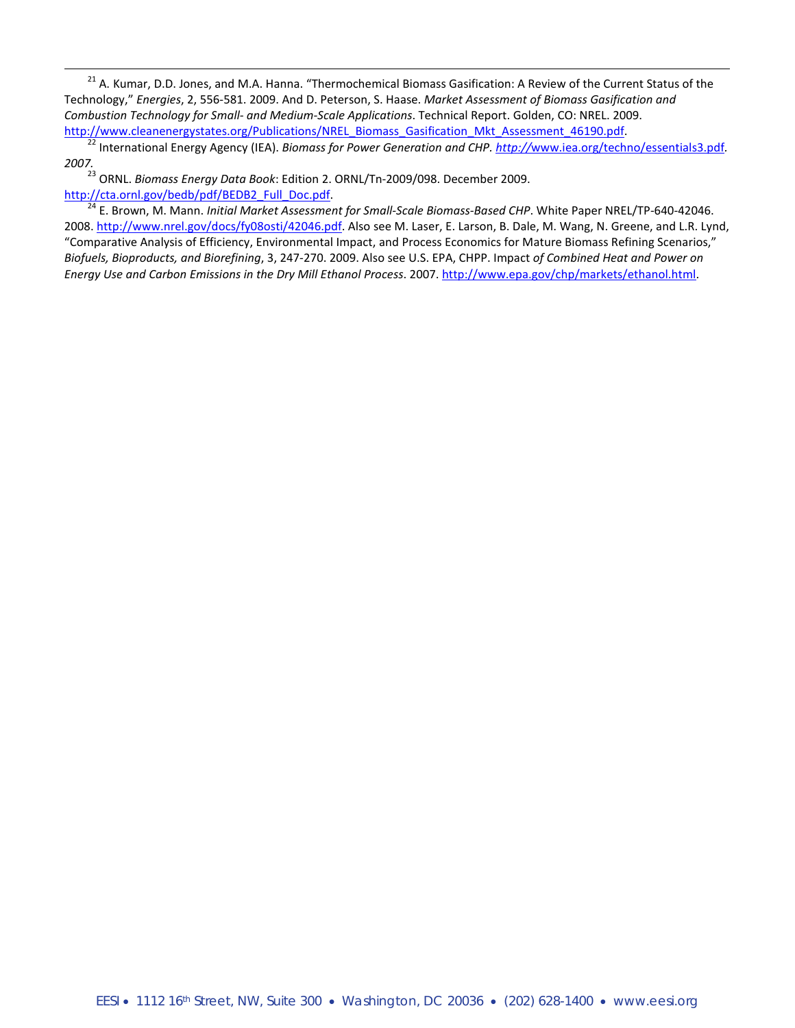[21] A. Kumar, D.D. Jones, and M.A. Hanna. "Thermochemical Biomass Gasification: A Review of the Current Status of the Technology," *Energies*, 2, 556-581. 2009. And D. Peterson, S. Haase. *Market Assessment of Biomass Gasification and Combustion Technology for Small- and Medium-Scale Applications*. Technical Report. Golden, CO: NREL. 2009. http://www.cleanenergystates.org/Publications/NREL_Biomass_Gasification_Mkt_Assessment_46190.pdf.

[22] International Energy Agency (IEA). *Biomass for Power Generation and CHP*. *http://*www.iea.org/techno/essentials3.pdf. *2007.*

[23] ORNL. *Biomass Energy Data Book*: Edition 2. ORNL/Tn-2009/098. December 2009. http://cta.ornl.gov/bedb/pdf/BEDB2_Full_Doc.pdf.

[24] E. Brown, M. Mann. *Initial Market Assessment for Small-Scale Biomass-Based CHP*. White Paper NREL/TP-640-42046. 2008. http://www.nrel.gov/docs/fy08osti/42046.pdf. Also see M. Laser, E. Larson, B. Dale, M. Wang, N. Greene, and L.R. Lynd, "Comparative Analysis of Efficiency, Environmental Impact, and Process Economics for Mature Biomass Refining Scenarios," *Biofuels, Bioproducts, and Biorefining*, 3, 247-270. 2009. Also see U.S. EPA, CHPP. Impact *of Combined Heat and Power on Energy Use and Carbon Emissions in the Dry Mill Ethanol Process*. 2007. http://www.epa.gov/chp/markets/ethanol.html.